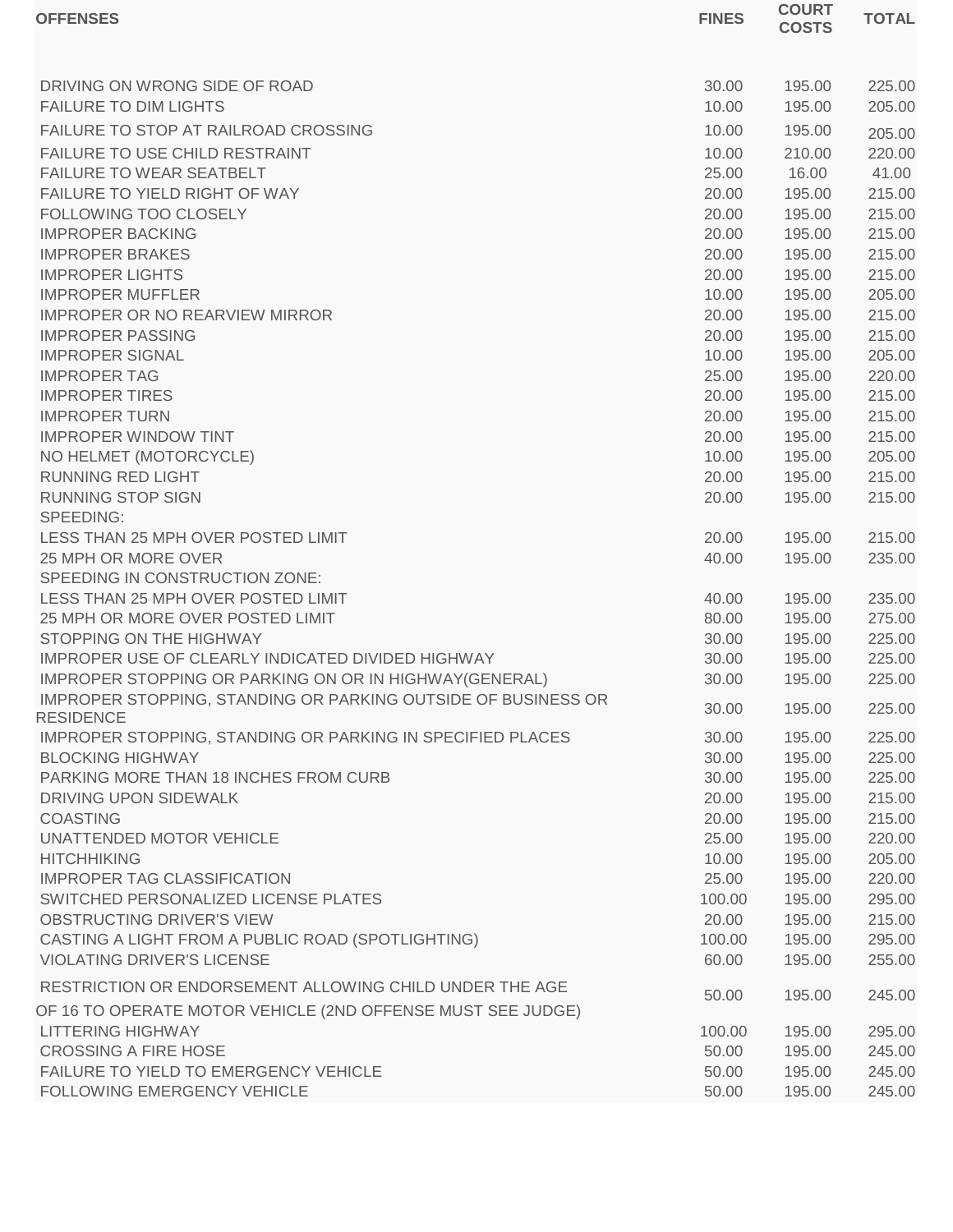| OFFENSES | FINES | COURT COSTS | TOTAL |
|---|---|---|---|
| DRIVING ON WRONG SIDE OF ROAD | 30.00 | 195.00 | 225.00 |
| FAILURE TO DIM LIGHTS | 10.00 | 195.00 | 205.00 |
| FAILURE TO STOP AT RAILROAD CROSSING | 10.00 | 195.00 | 205.00 |
| FAILURE TO USE CHILD RESTRAINT | 10.00 | 210.00 | 220.00 |
| FAILURE TO WEAR SEATBELT | 25.00 | 16.00 | 41.00 |
| FAILURE TO YIELD RIGHT OF WAY | 20.00 | 195.00 | 215.00 |
| FOLLOWING TOO CLOSELY | 20.00 | 195.00 | 215.00 |
| IMPROPER BACKING | 20.00 | 195.00 | 215.00 |
| IMPROPER BRAKES | 20.00 | 195.00 | 215.00 |
| IMPROPER LIGHTS | 20.00 | 195.00 | 215.00 |
| IMPROPER MUFFLER | 10.00 | 195.00 | 205.00 |
| IMPROPER OR NO REARVIEW MIRROR | 20.00 | 195.00 | 215.00 |
| IMPROPER PASSING | 20.00 | 195.00 | 215.00 |
| IMPROPER SIGNAL | 10.00 | 195.00 | 205.00 |
| IMPROPER TAG | 25.00 | 195.00 | 220.00 |
| IMPROPER TIRES | 20.00 | 195.00 | 215.00 |
| IMPROPER TURN | 20.00 | 195.00 | 215.00 |
| IMPROPER WINDOW TINT | 20.00 | 195.00 | 215.00 |
| NO HELMET (MOTORCYCLE) | 10.00 | 195.00 | 205.00 |
| RUNNING RED LIGHT | 20.00 | 195.00 | 215.00 |
| RUNNING STOP SIGN | 20.00 | 195.00 | 215.00 |
| SPEEDING: | | | |
| LESS THAN 25 MPH OVER POSTED LIMIT | 20.00 | 195.00 | 215.00 |
| 25 MPH OR MORE OVER | 40.00 | 195.00 | 235.00 |
| SPEEDING IN CONSTRUCTION ZONE: | | | |
| LESS THAN 25 MPH OVER POSTED LIMIT | 40.00 | 195.00 | 235.00 |
| 25 MPH OR MORE OVER POSTED LIMIT | 80.00 | 195.00 | 275.00 |
| STOPPING ON THE HIGHWAY | 30.00 | 195.00 | 225.00 |
| IMPROPER USE OF CLEARLY INDICATED DIVIDED HIGHWAY | 30.00 | 195.00 | 225.00 |
| IMPROPER STOPPING OR PARKING ON OR IN HIGHWAY(GENERAL) | 30.00 | 195.00 | 225.00 |
| IMPROPER STOPPING, STANDING OR PARKING OUTSIDE OF BUSINESS OR RESIDENCE | 30.00 | 195.00 | 225.00 |
| IMPROPER STOPPING, STANDING OR PARKING IN SPECIFIED PLACES | 30.00 | 195.00 | 225.00 |
| BLOCKING HIGHWAY | 30.00 | 195.00 | 225.00 |
| PARKING MORE THAN 18 INCHES FROM CURB | 30.00 | 195.00 | 225.00 |
| DRIVING UPON SIDEWALK | 20.00 | 195.00 | 215.00 |
| COASTING | 20.00 | 195.00 | 215.00 |
| UNATTENDED MOTOR VEHICLE | 25.00 | 195.00 | 220.00 |
| HITCHHIKING | 10.00 | 195.00 | 205.00 |
| IMPROPER TAG CLASSIFICATION | 25.00 | 195.00 | 220.00 |
| SWITCHED PERSONALIZED LICENSE PLATES | 100.00 | 195.00 | 295.00 |
| OBSTRUCTING DRIVER'S VIEW | 20.00 | 195.00 | 215.00 |
| CASTING A LIGHT FROM A PUBLIC ROAD (SPOTLIGHTING) | 100.00 | 195.00 | 295.00 |
| VIOLATING DRIVER'S LICENSE | 60.00 | 195.00 | 255.00 |
| RESTRICTION OR ENDORSEMENT ALLOWING CHILD UNDER THE AGE OF 16 TO OPERATE MOTOR VEHICLE (2ND OFFENSE MUST SEE JUDGE) | 50.00 | 195.00 | 245.00 |
| LITTERING HIGHWAY | 100.00 | 195.00 | 295.00 |
| CROSSING A FIRE HOSE | 50.00 | 195.00 | 245.00 |
| FAILURE TO YIELD TO EMERGENCY VEHICLE | 50.00 | 195.00 | 245.00 |
| FOLLOWING EMERGENCY VEHICLE | 50.00 | 195.00 | 245.00 |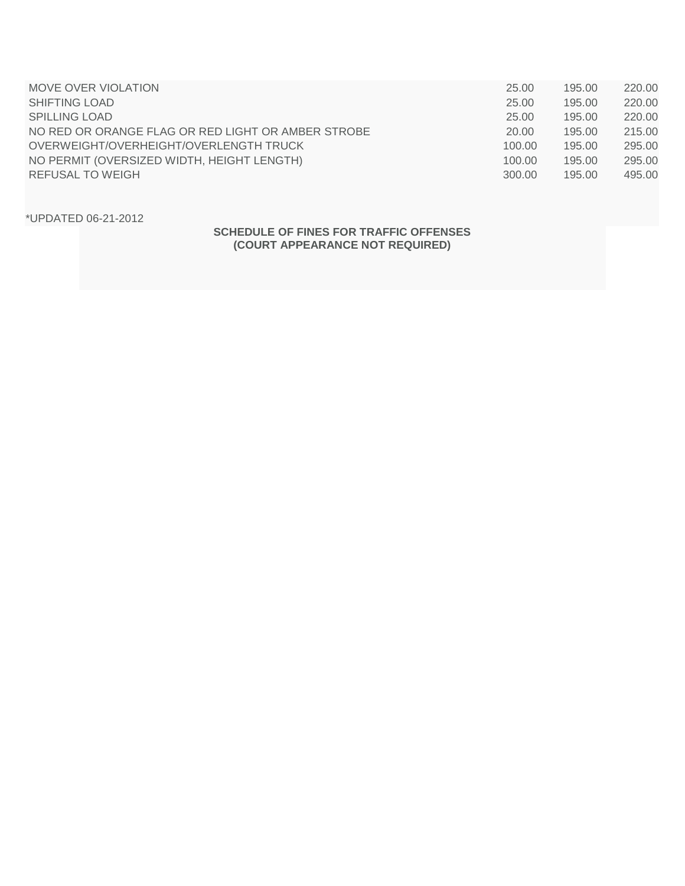| | | | |
|---|---|---|---|
| MOVE OVER VIOLATION | 25.00 | 195.00 | 220.00 |
| SHIFTING LOAD | 25.00 | 195.00 | 220.00 |
| SPILLING LOAD | 25.00 | 195.00 | 220.00 |
| NO RED OR ORANGE FLAG OR RED LIGHT OR AMBER STROBE | 20.00 | 195.00 | 215.00 |
| OVERWEIGHT/OVERHEIGHT/OVERLENGTH TRUCK | 100.00 | 195.00 | 295.00 |
| NO PERMIT (OVERSIZED WIDTH, HEIGHT LENGTH) | 100.00 | 195.00 | 295.00 |
| REFUSAL TO WEIGH | 300.00 | 195.00 | 495.00 |

*UPDATED 06-21-2012

**SCHEDULE OF FINES FOR TRAFFIC OFFENSES**
**(COURT APPEARANCE NOT REQUIRED)**